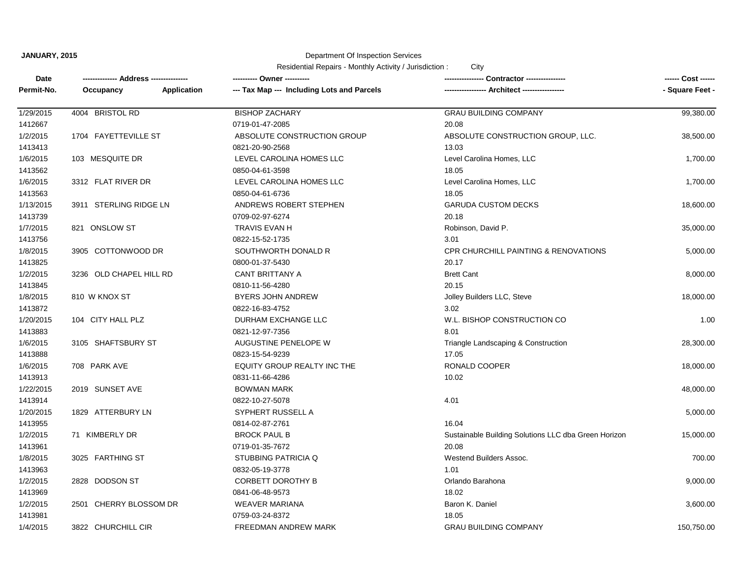**JANUARY, 2015**

Department Of Inspection Services

Residential Repairs - Monthly Activity / Jurisdiction : City

| Date<br>Permit-No. | ------------- Address --------------<br>Occupancy Application | ---------- Owner ----------<br>--- Tax Map --- Including Lots and Parcels | --------------- Contractor ---------------<br>---------------- Architect ---------------- | ------ Cost ------<br>- Square Feet - |
|---|---|---|---|---|
| 1/29/2015<br>1412667 | 4004 BRISTOL RD | BISHOP ZACHARY<br>0719-01-47-2085 | GRAU BUILDING COMPANY<br>20.08 | 99,380.00 |
| 1/2/2015<br>1413413 | 1704 FAYETTEVILLE ST | ABSOLUTE CONSTRUCTION GROUP<br>0821-20-90-2568 | ABSOLUTE CONSTRUCTION GROUP, LLC.<br>13.03 | 38,500.00 |
| 1/6/2015<br>1413562 | 103 MESQUITE DR | LEVEL CAROLINA HOMES LLC<br>0850-04-61-3598 | Level Carolina Homes, LLC<br>18.05 | 1,700.00 |
| 1/6/2015<br>1413563 | 3312 FLAT RIVER DR | LEVEL CAROLINA HOMES LLC<br>0850-04-61-6736 | Level Carolina Homes, LLC<br>18.05 | 1,700.00 |
| 1/13/2015<br>1413739 | 3911 STERLING RIDGE LN | ANDREWS ROBERT STEPHEN<br>0709-02-97-6274 | GARUDA CUSTOM DECKS<br>20.18 | 18,600.00 |
| 1/7/2015<br>1413756 | 821 ONSLOW ST | TRAVIS EVAN H<br>0822-15-52-1735 | Robinson, David P.<br>3.01 | 35,000.00 |
| 1/8/2015<br>1413825 | 3905 COTTONWOOD DR | SOUTHWORTH DONALD R<br>0800-01-37-5430 | CPR CHURCHILL PAINTING & RENOVATIONS<br>20.17 | 5,000.00 |
| 1/2/2015<br>1413845 | 3236 OLD CHAPEL HILL RD | CANT BRITTANY A<br>0810-11-56-4280 | Brett Cant<br>20.15 | 8,000.00 |
| 1/8/2015<br>1413872 | 810 W KNOX ST | BYERS JOHN ANDREW<br>0822-16-83-4752 | Jolley Builders LLC, Steve<br>3.02 | 18,000.00 |
| 1/20/2015<br>1413883 | 104 CITY HALL PLZ | DURHAM EXCHANGE LLC<br>0821-12-97-7356 | W.L. BISHOP CONSTRUCTION CO<br>8.01 | 1.00 |
| 1/6/2015<br>1413888 | 3105 SHAFTSBURY ST | AUGUSTINE PENELOPE W<br>0823-15-54-9239 | Triangle Landscaping & Construction<br>17.05 | 28,300.00 |
| 1/6/2015<br>1413913 | 708 PARK AVE | EQUITY GROUP REALTY INC THE<br>0831-11-66-4286 | RONALD COOPER<br>10.02 | 18,000.00 |
| 1/22/2015<br>1413914 | 2019 SUNSET AVE | BOWMAN MARK<br>0822-10-27-5078 | 4.01 | 48,000.00 |
| 1/20/2015<br>1413955 | 1829 ATTERBURY LN | SYPHERT RUSSELL A<br>0814-02-87-2761 | 16.04 | 5,000.00 |
| 1/2/2015<br>1413961 | 71 KIMBERLY DR | BROCK PAUL B<br>0719-01-35-7672 | Sustainable Building Solutions LLC dba Green Horizon<br>20.08 | 15,000.00 |
| 1/8/2015<br>1413963 | 3025 FARTHING ST | STUBBING PATRICIA Q<br>0832-05-19-3778 | Westend Builders Assoc.<br>1.01 | 700.00 |
| 1/2/2015<br>1413969 | 2828 DODSON ST | CORBETT DOROTHY B<br>0841-06-48-9573 | Orlando Barahona<br>18.02 | 9,000.00 |
| 1/2/2015<br>1413981 | 2501 CHERRY BLOSSOM DR | WEAVER MARIANA<br>0759-03-24-8372 | Baron K. Daniel<br>18.05 | 3,600.00 |
| 1/4/2015 | 3822 CHURCHILL CIR | FREEDMAN ANDREW MARK | GRAU BUILDING COMPANY | 150,750.00 |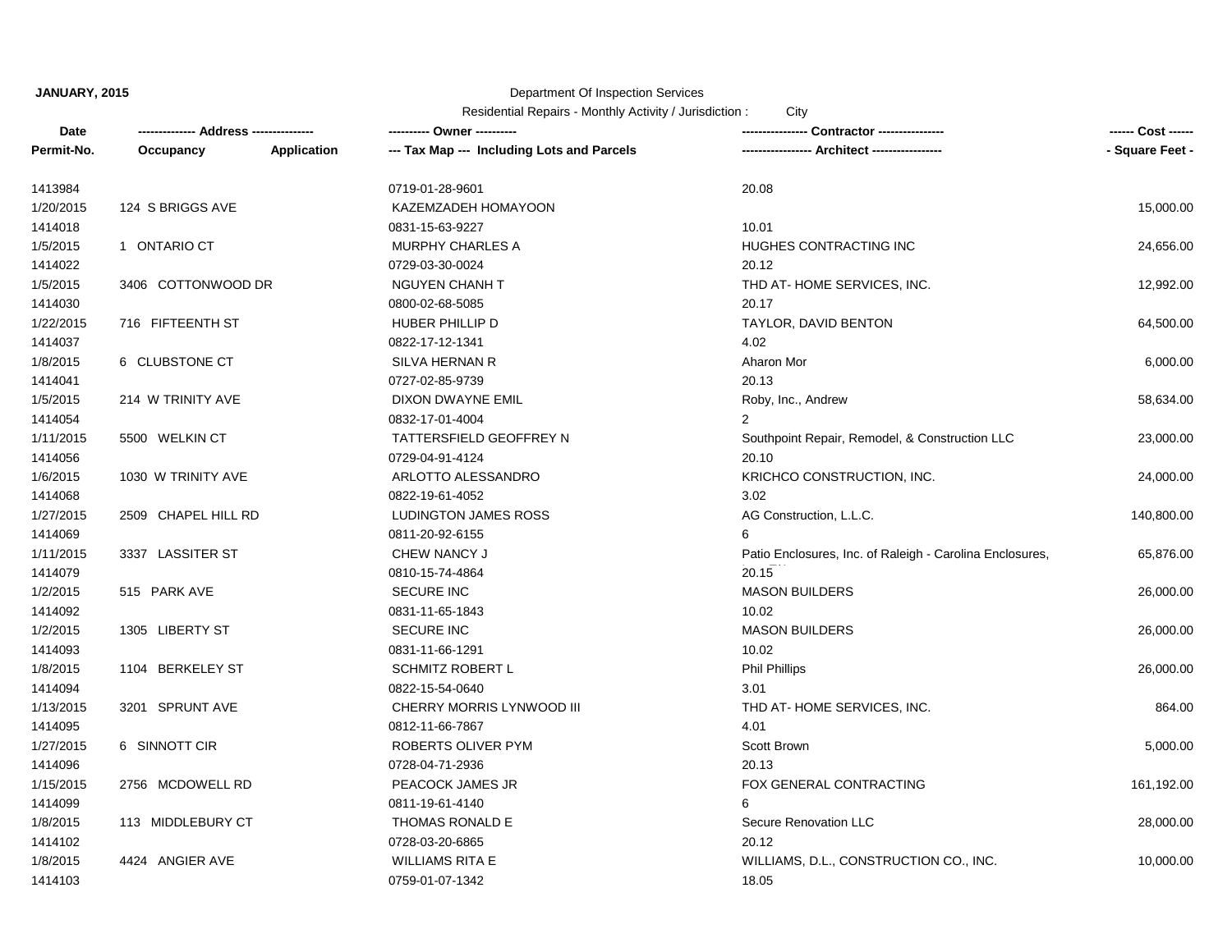**JANUARY, 2015**

Department Of Inspection Services

Residential Repairs - Monthly Activity / Jurisdiction : City

| Date<br>Permit-No. | ------------- Address --------------<br>Occupancy | Application | ---------- Owner ----------<br>--- Tax Map --- Including Lots and Parcels | --------------- Contractor ---------------<br>---------------- Architect ---------------- | ------ Cost ------<br>- Square Feet - |
|---|---|---|---|---|---|
| 1413984 | | | 0719-01-28-9601 | 20.08 | |
| 1/20/2015 | 124 S BRIGGS AVE | | KAZEMZADEH HOMAYOON | | 15,000.00 |
| 1414018 | | | 0831-15-63-9227 | 10.01 | |
| 1/5/2015 | 1 ONTARIO CT | | MURPHY CHARLES A | HUGHES CONTRACTING INC | 24,656.00 |
| 1414022 | | | 0729-03-30-0024 | 20.12 | |
| 1/5/2015 | 3406 COTTONWOOD DR | | NGUYEN CHANH T | THD AT- HOME SERVICES, INC. | 12,992.00 |
| 1414030 | | | 0800-02-68-5085 | 20.17 | |
| 1/22/2015 | 716 FIFTEENTH ST | | HUBER PHILLIP D | TAYLOR, DAVID BENTON | 64,500.00 |
| 1414037 | | | 0822-17-12-1341 | 4.02 | |
| 1/8/2015 | 6 CLUBSTONE CT | | SILVA HERNAN R | Aharon Mor | 6,000.00 |
| 1414041 | | | 0727-02-85-9739 | 20.13 | |
| 1/5/2015 | 214 W TRINITY AVE | | DIXON DWAYNE EMIL | Roby, Inc., Andrew | 58,634.00 |
| 1414054 | | | 0832-17-01-4004 | 2 | |
| 1/11/2015 | 5500 WELKIN CT | | TATTERSFIELD GEOFFREY N | Southpoint Repair, Remodel, & Construction LLC | 23,000.00 |
| 1414056 | | | 0729-04-91-4124 | 20.10 | |
| 1/6/2015 | 1030 W TRINITY AVE | | ARLOTTO ALESSANDRO | KRICHCO CONSTRUCTION, INC. | 24,000.00 |
| 1414068 | | | 0822-19-61-4052 | 3.02 | |
| 1/27/2015 | 2509 CHAPEL HILL RD | | LUDINGTON JAMES ROSS | AG Construction, L.L.C. | 140,800.00 |
| 1414069 | | | 0811-20-92-6155 | 6 | |
| 1/11/2015 | 3337 LASSITER ST | | CHEW NANCY J | Patio Enclosures, Inc. of Raleigh - Carolina Enclosures, | 65,876.00 |
| 1414079 | | | 0810-15-74-4864 | 20.15 | |
| 1/2/2015 | 515 PARK AVE | | SECURE INC | MASON BUILDERS | 26,000.00 |
| 1414092 | | | 0831-11-65-1843 | 10.02 | |
| 1/2/2015 | 1305 LIBERTY ST | | SECURE INC | MASON BUILDERS | 26,000.00 |
| 1414093 | | | 0831-11-66-1291 | 10.02 | |
| 1/8/2015 | 1104 BERKELEY ST | | SCHMITZ ROBERT L | Phil Phillips | 26,000.00 |
| 1414094 | | | 0822-15-54-0640 | 3.01 | |
| 1/13/2015 | 3201 SPRUNT AVE | | CHERRY MORRIS LYNWOOD III | THD AT- HOME SERVICES, INC. | 864.00 |
| 1414095 | | | 0812-11-66-7867 | 4.01 | |
| 1/27/2015 | 6 SINNOTT CIR | | ROBERTS OLIVER PYM | Scott Brown | 5,000.00 |
| 1414096 | | | 0728-04-71-2936 | 20.13 | |
| 1/15/2015 | 2756 MCDOWELL RD | | PEACOCK JAMES JR | FOX GENERAL CONTRACTING | 161,192.00 |
| 1414099 | | | 0811-19-61-4140 | 6 | |
| 1/8/2015 | 113 MIDDLEBURY CT | | THOMAS RONALD E | Secure Renovation LLC | 28,000.00 |
| 1414102 | | | 0728-03-20-6865 | 20.12 | |
| 1/8/2015 | 4424 ANGIER AVE | | WILLIAMS RITA E | WILLIAMS, D.L., CONSTRUCTION CO., INC. | 10,000.00 |
| 1414103 | | | 0759-01-07-1342 | 18.05 | |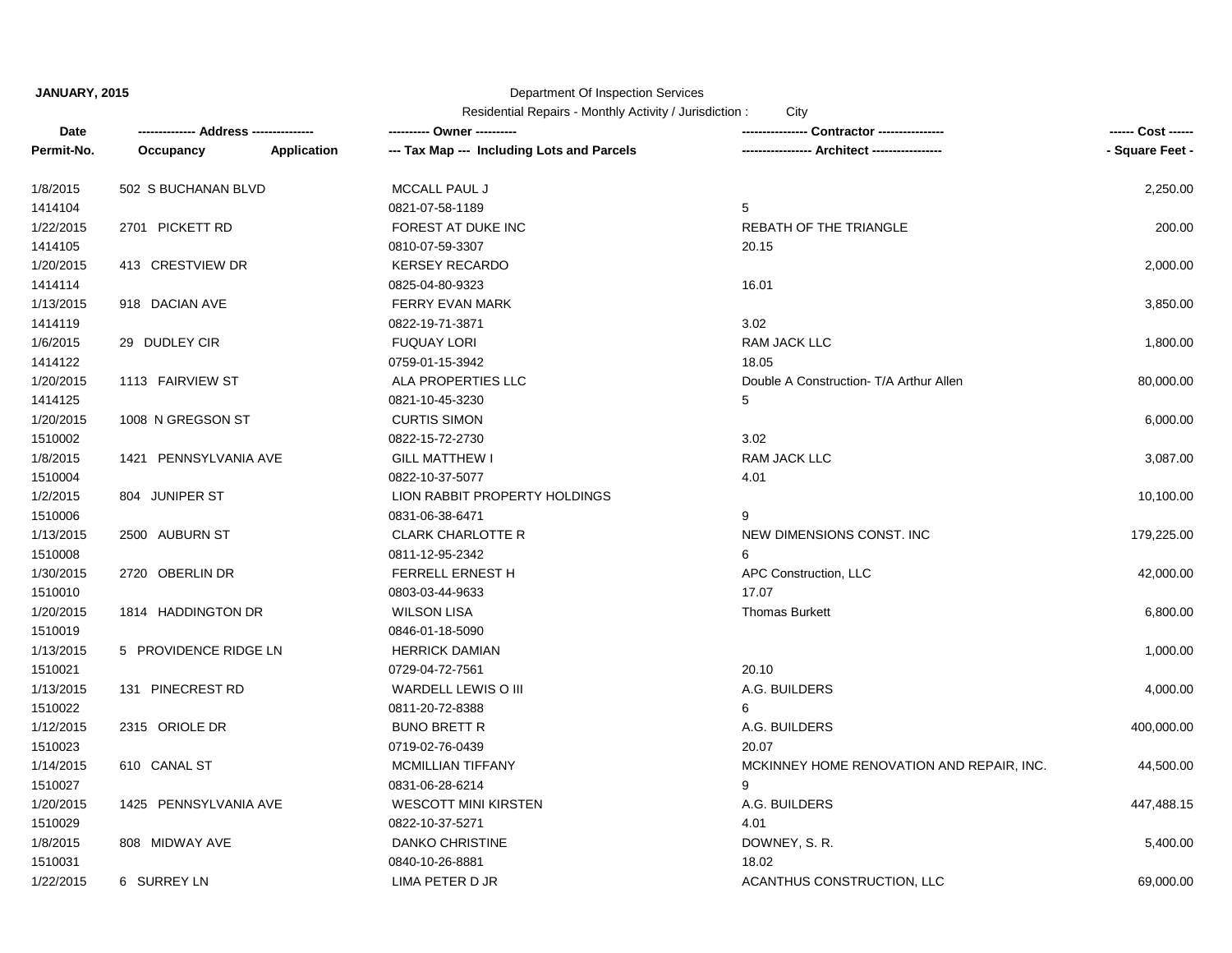**JANUARY, 2015**

Department Of Inspection Services

Residential Repairs - Monthly Activity / Jurisdiction : City

| Date<br>Permit-No. | ------------- Address --------------<br>Occupancy Application | ---------- Owner ----------<br>--- Tax Map --- Including Lots and Parcels | --------------- Contractor ---------------<br>---------------- Architect ---------------- | ------ Cost ------<br>- Square Feet - |
|---|---|---|---|---|
| 1/8/2015 | 502 S BUCHANAN BLVD | MCCALL PAUL J | | 2,250.00 |
| 1414104 | | 0821-07-58-1189 | 5 | |
| 1/22/2015 | 2701 PICKETT RD | FOREST AT DUKE INC | REBATH OF THE TRIANGLE | 200.00 |
| 1414105 | | 0810-07-59-3307 | 20.15 | |
| 1/20/2015 | 413 CRESTVIEW DR | KERSEY RECARDO | | 2,000.00 |
| 1414114 | | 0825-04-80-9323 | 16.01 | |
| 1/13/2015 | 918 DACIAN AVE | FERRY EVAN MARK | | 3,850.00 |
| 1414119 | | 0822-19-71-3871 | 3.02 | |
| 1/6/2015 | 29 DUDLEY CIR | FUQUAY LORI | RAM JACK LLC | 1,800.00 |
| 1414122 | | 0759-01-15-3942 | 18.05 | |
| 1/20/2015 | 1113 FAIRVIEW ST | ALA PROPERTIES LLC | Double A Construction- T/A Arthur Allen | 80,000.00 |
| 1414125 | | 0821-10-45-3230 | 5 | |
| 1/20/2015 | 1008 N GREGSON ST | CURTIS SIMON | | 6,000.00 |
| 1510002 | | 0822-15-72-2730 | 3.02 | |
| 1/8/2015 | 1421 PENNSYLVANIA AVE | GILL MATTHEW I | RAM JACK LLC | 3,087.00 |
| 1510004 | | 0822-10-37-5077 | 4.01 | |
| 1/2/2015 | 804 JUNIPER ST | LION RABBIT PROPERTY HOLDINGS | | 10,100.00 |
| 1510006 | | 0831-06-38-6471 | 9 | |
| 1/13/2015 | 2500 AUBURN ST | CLARK CHARLOTTE R | NEW DIMENSIONS CONST. INC | 179,225.00 |
| 1510008 | | 0811-12-95-2342 | 6 | |
| 1/30/2015 | 2720 OBERLIN DR | FERRELL ERNEST H | APC Construction, LLC | 42,000.00 |
| 1510010 | | 0803-03-44-9633 | 17.07 | |
| 1/20/2015 | 1814 HADDINGTON DR | WILSON LISA | Thomas Burkett | 6,800.00 |
| 1510019 | | 0846-01-18-5090 | | |
| 1/13/2015 | 5 PROVIDENCE RIDGE LN | HERRICK DAMIAN | | 1,000.00 |
| 1510021 | | 0729-04-72-7561 | 20.10 | |
| 1/13/2015 | 131 PINECREST RD | WARDELL LEWIS O III | A.G. BUILDERS | 4,000.00 |
| 1510022 | | 0811-20-72-8388 | 6 | |
| 1/12/2015 | 2315 ORIOLE DR | BUNO BRETT R | A.G. BUILDERS | 400,000.00 |
| 1510023 | | 0719-02-76-0439 | 20.07 | |
| 1/14/2015 | 610 CANAL ST | MCMILLIAN TIFFANY | MCKINNEY HOME RENOVATION AND REPAIR, INC. | 44,500.00 |
| 1510027 | | 0831-06-28-6214 | 9 | |
| 1/20/2015 | 1425 PENNSYLVANIA AVE | WESCOTT MINI KIRSTEN | A.G. BUILDERS | 447,488.15 |
| 1510029 | | 0822-10-37-5271 | 4.01 | |
| 1/8/2015 | 808 MIDWAY AVE | DANKO CHRISTINE | DOWNEY, S. R. | 5,400.00 |
| 1510031 | | 0840-10-26-8881 | 18.02 | |
| 1/22/2015 | 6 SURREY LN | LIMA PETER D JR | ACANTHUS CONSTRUCTION, LLC | 69,000.00 |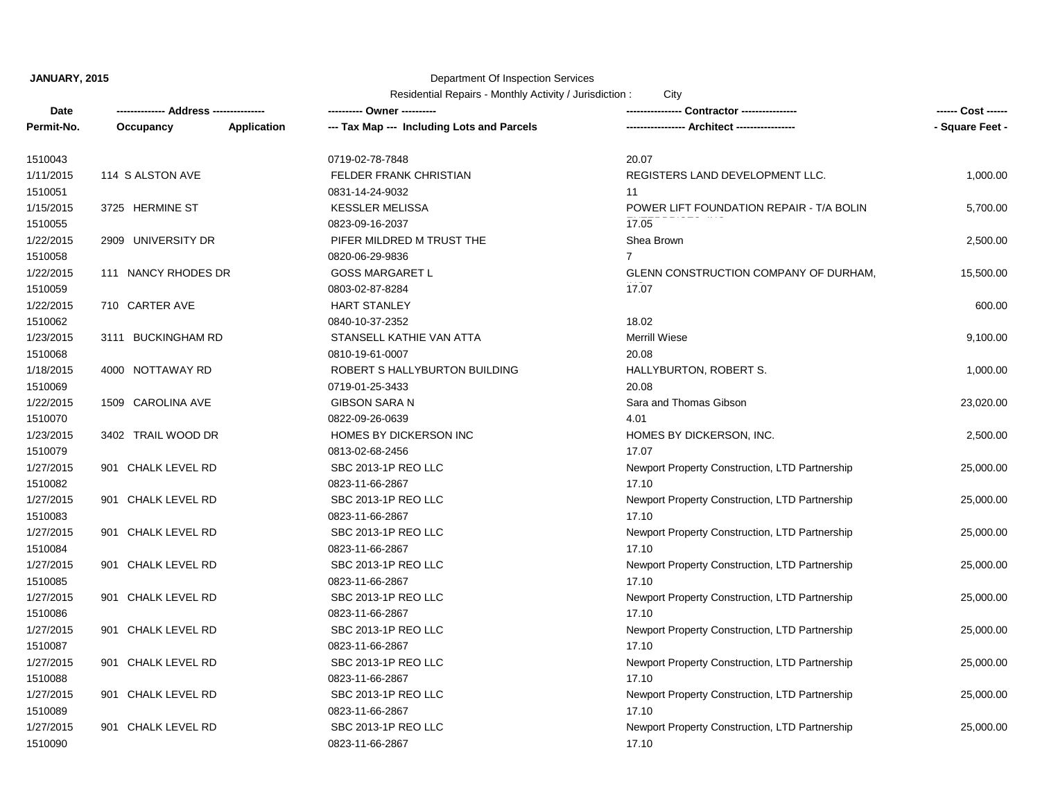**JANUARY, 2015**

Department Of Inspection Services

Residential Repairs - Monthly Activity / Jurisdiction : City

| Date / Permit-No. | Address / Occupancy / Application | Owner / Tax Map --- Including Lots and Parcels | Contractor / Architect | Cost / Square Feet |
|---|---|---|---|---|
| 1510043 | | 0719-02-78-7848 | 20.07 | |
| 1/11/2015 | 114 S ALSTON AVE | FELDER FRANK CHRISTIAN | REGISTERS LAND DEVELOPMENT LLC. | 1,000.00 |
| 1510051 | | 0831-14-24-9032 | 11 | |
| 1/15/2015 | 3725 HERMINE ST | KESSLER MELISSA | POWER LIFT FOUNDATION REPAIR - T/A BOLIN | 5,700.00 |
| 1510055 | | 0823-09-16-2037 | 17.05 | |
| 1/22/2015 | 2909 UNIVERSITY DR | PIFER MILDRED M TRUST THE | Shea Brown | 2,500.00 |
| 1510058 | | 0820-06-29-9836 | 7 | |
| 1/22/2015 | 111 NANCY RHODES DR | GOSS MARGARET L | GLENN CONSTRUCTION COMPANY OF DURHAM, | 15,500.00 |
| 1510059 | | 0803-02-87-8284 | 17.07 | |
| 1/22/2015 | 710 CARTER AVE | HART STANLEY | | 600.00 |
| 1510062 | | 0840-10-37-2352 | 18.02 | |
| 1/23/2015 | 3111 BUCKINGHAM RD | STANSELL KATHIE VAN ATTA | Merrill Wiese | 9,100.00 |
| 1510068 | | 0810-19-61-0007 | 20.08 | |
| 1/18/2015 | 4000 NOTTAWAY RD | ROBERT S HALLYBURTON BUILDING | HALLYBURTON, ROBERT S. | 1,000.00 |
| 1510069 | | 0719-01-25-3433 | 20.08 | |
| 1/22/2015 | 1509 CAROLINA AVE | GIBSON SARA N | Sara and Thomas Gibson | 23,020.00 |
| 1510070 | | 0822-09-26-0639 | 4.01 | |
| 1/23/2015 | 3402 TRAIL WOOD DR | HOMES BY DICKERSON INC | HOMES BY DICKERSON, INC. | 2,500.00 |
| 1510079 | | 0813-02-68-2456 | 17.07 | |
| 1/27/2015 | 901 CHALK LEVEL RD | SBC 2013-1P REO LLC | Newport Property Construction, LTD Partnership | 25,000.00 |
| 1510082 | | 0823-11-66-2867 | 17.10 | |
| 1/27/2015 | 901 CHALK LEVEL RD | SBC 2013-1P REO LLC | Newport Property Construction, LTD Partnership | 25,000.00 |
| 1510083 | | 0823-11-66-2867 | 17.10 | |
| 1/27/2015 | 901 CHALK LEVEL RD | SBC 2013-1P REO LLC | Newport Property Construction, LTD Partnership | 25,000.00 |
| 1510084 | | 0823-11-66-2867 | 17.10 | |
| 1/27/2015 | 901 CHALK LEVEL RD | SBC 2013-1P REO LLC | Newport Property Construction, LTD Partnership | 25,000.00 |
| 1510085 | | 0823-11-66-2867 | 17.10 | |
| 1/27/2015 | 901 CHALK LEVEL RD | SBC 2013-1P REO LLC | Newport Property Construction, LTD Partnership | 25,000.00 |
| 1510086 | | 0823-11-66-2867 | 17.10 | |
| 1/27/2015 | 901 CHALK LEVEL RD | SBC 2013-1P REO LLC | Newport Property Construction, LTD Partnership | 25,000.00 |
| 1510087 | | 0823-11-66-2867 | 17.10 | |
| 1/27/2015 | 901 CHALK LEVEL RD | SBC 2013-1P REO LLC | Newport Property Construction, LTD Partnership | 25,000.00 |
| 1510088 | | 0823-11-66-2867 | 17.10 | |
| 1/27/2015 | 901 CHALK LEVEL RD | SBC 2013-1P REO LLC | Newport Property Construction, LTD Partnership | 25,000.00 |
| 1510089 | | 0823-11-66-2867 | 17.10 | |
| 1/27/2015 | 901 CHALK LEVEL RD | SBC 2013-1P REO LLC | Newport Property Construction, LTD Partnership | 25,000.00 |
| 1510090 | | 0823-11-66-2867 | 17.10 | |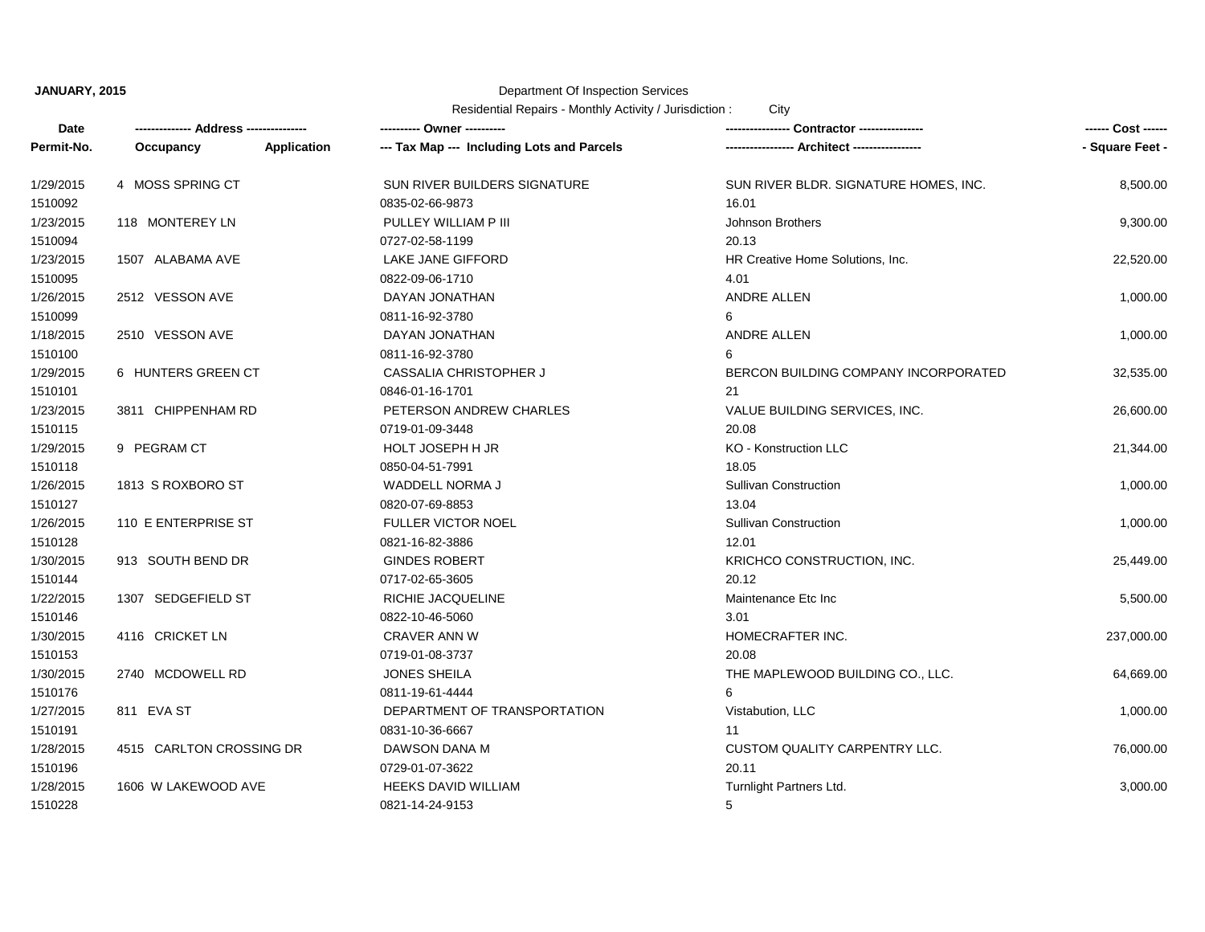**JANUARY, 2015**

Department Of Inspection Services

Residential Repairs - Monthly Activity / Jurisdiction : City

| Date / Permit-No. | Address / Occupancy / Application | Owner / Tax Map --- Including Lots and Parcels | Contractor / Architect | Cost / Square Feet |
|---|---|---|---|---|
| 1/29/2015<br>1510092 | 4 MOSS SPRING CT | SUN RIVER BUILDERS SIGNATURE<br>0835-02-66-9873 | SUN RIVER BLDR. SIGNATURE HOMES, INC.<br>16.01 | 8,500.00 |
| 1/23/2015<br>1510094 | 118 MONTEREY LN | PULLEY WILLIAM P III<br>0727-02-58-1199 | Johnson Brothers<br>20.13 | 9,300.00 |
| 1/23/2015<br>1510095 | 1507 ALABAMA AVE | LAKE JANE GIFFORD<br>0822-09-06-1710 | HR Creative Home Solutions, Inc.<br>4.01 | 22,520.00 |
| 1/26/2015<br>1510099 | 2512 VESSON AVE | DAYAN JONATHAN<br>0811-16-92-3780 | ANDRE ALLEN<br>6 | 1,000.00 |
| 1/18/2015<br>1510100 | 2510 VESSON AVE | DAYAN JONATHAN<br>0811-16-92-3780 | ANDRE ALLEN<br>6 | 1,000.00 |
| 1/29/2015<br>1510101 | 6 HUNTERS GREEN CT | CASSALIA CHRISTOPHER J<br>0846-01-16-1701 | BERCON BUILDING COMPANY INCORPORATED<br>21 | 32,535.00 |
| 1/23/2015<br>1510115 | 3811 CHIPPENHAM RD | PETERSON ANDREW CHARLES<br>0719-01-09-3448 | VALUE BUILDING SERVICES, INC.<br>20.08 | 26,600.00 |
| 1/29/2015<br>1510118 | 9 PEGRAM CT | HOLT JOSEPH H JR<br>0850-04-51-7991 | KO - Konstruction LLC<br>18.05 | 21,344.00 |
| 1/26/2015<br>1510127 | 1813 S ROXBORO ST | WADDELL NORMA J<br>0820-07-69-8853 | Sullivan Construction<br>13.04 | 1,000.00 |
| 1/26/2015<br>1510128 | 110 E ENTERPRISE ST | FULLER VICTOR NOEL<br>0821-16-82-3886 | Sullivan Construction<br>12.01 | 1,000.00 |
| 1/30/2015<br>1510144 | 913 SOUTH BEND DR | GINDES ROBERT<br>0717-02-65-3605 | KRICHCO CONSTRUCTION, INC.<br>20.12 | 25,449.00 |
| 1/22/2015<br>1510146 | 1307 SEDGEFIELD ST | RICHIE JACQUELINE<br>0822-10-46-5060 | Maintenance Etc Inc<br>3.01 | 5,500.00 |
| 1/30/2015<br>1510153 | 4116 CRICKET LN | CRAVER ANN W<br>0719-01-08-3737 | HOMECRAFTER INC.<br>20.08 | 237,000.00 |
| 1/30/2015<br>1510176 | 2740 MCDOWELL RD | JONES SHEILA<br>0811-19-61-4444 | THE MAPLEWOOD BUILDING CO., LLC.<br>6 | 64,669.00 |
| 1/27/2015<br>1510191 | 811 EVA ST | DEPARTMENT OF TRANSPORTATION<br>0831-10-36-6667 | Vistabution, LLC<br>11 | 1,000.00 |
| 1/28/2015<br>1510196 | 4515 CARLTON CROSSING DR | DAWSON DANA M<br>0729-01-07-3622 | CUSTOM QUALITY CARPENTRY LLC.<br>20.11 | 76,000.00 |
| 1/28/2015<br>1510228 | 1606 W LAKEWOOD AVE | HEEKS DAVID WILLIAM<br>0821-14-24-9153 | Turnlight Partners Ltd.<br>5 | 3,000.00 |